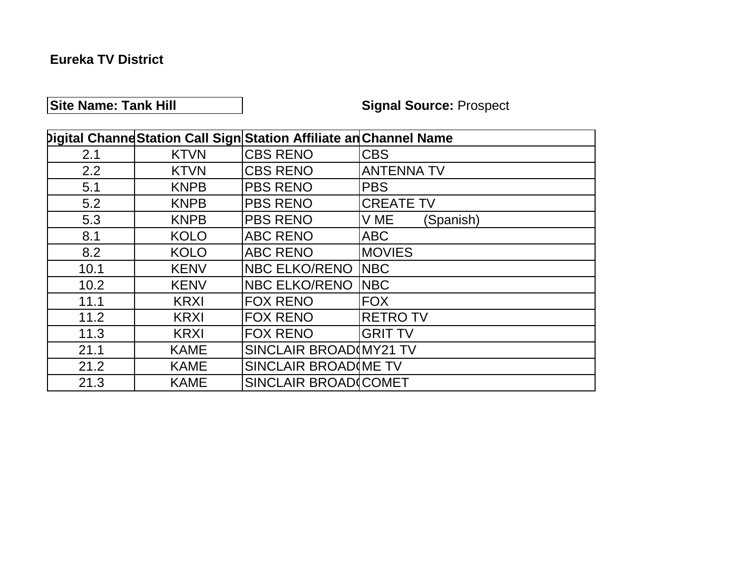**Eureka TV District**

**Site Name: Tank Hill** **Signal Source:** Prospect

| Digital Channe | Station Call Sign | Station Affiliate an | Channel Name |
|---|---|---|---|
| 2.1 | KTVN | CBS RENO | CBS |
| 2.2 | KTVN | CBS RENO | ANTENNA TV |
| 5.1 | KNPB | PBS RENO | PBS |
| 5.2 | KNPB | PBS RENO | CREATE TV |
| 5.3 | KNPB | PBS RENO | V ME (Spanish) |
| 8.1 | KOLO | ABC RENO | ABC |
| 8.2 | KOLO | ABC RENO | MOVIES |
| 10.1 | KENV | NBC ELKO/RENO | NBC |
| 10.2 | KENV | NBC ELKO/RENO | NBC |
| 11.1 | KRXI | FOX RENO | FOX |
| 11.2 | KRXI | FOX RENO | RETRO TV |
| 11.3 | KRXI | FOX RENO | GRIT TV |
| 21.1 | KAME | SINCLAIR BROAD( | MY21 TV |
| 21.2 | KAME | SINCLAIR BROAD( | ME TV |
| 21.3 | KAME | SINCLAIR BROAD( | COMET |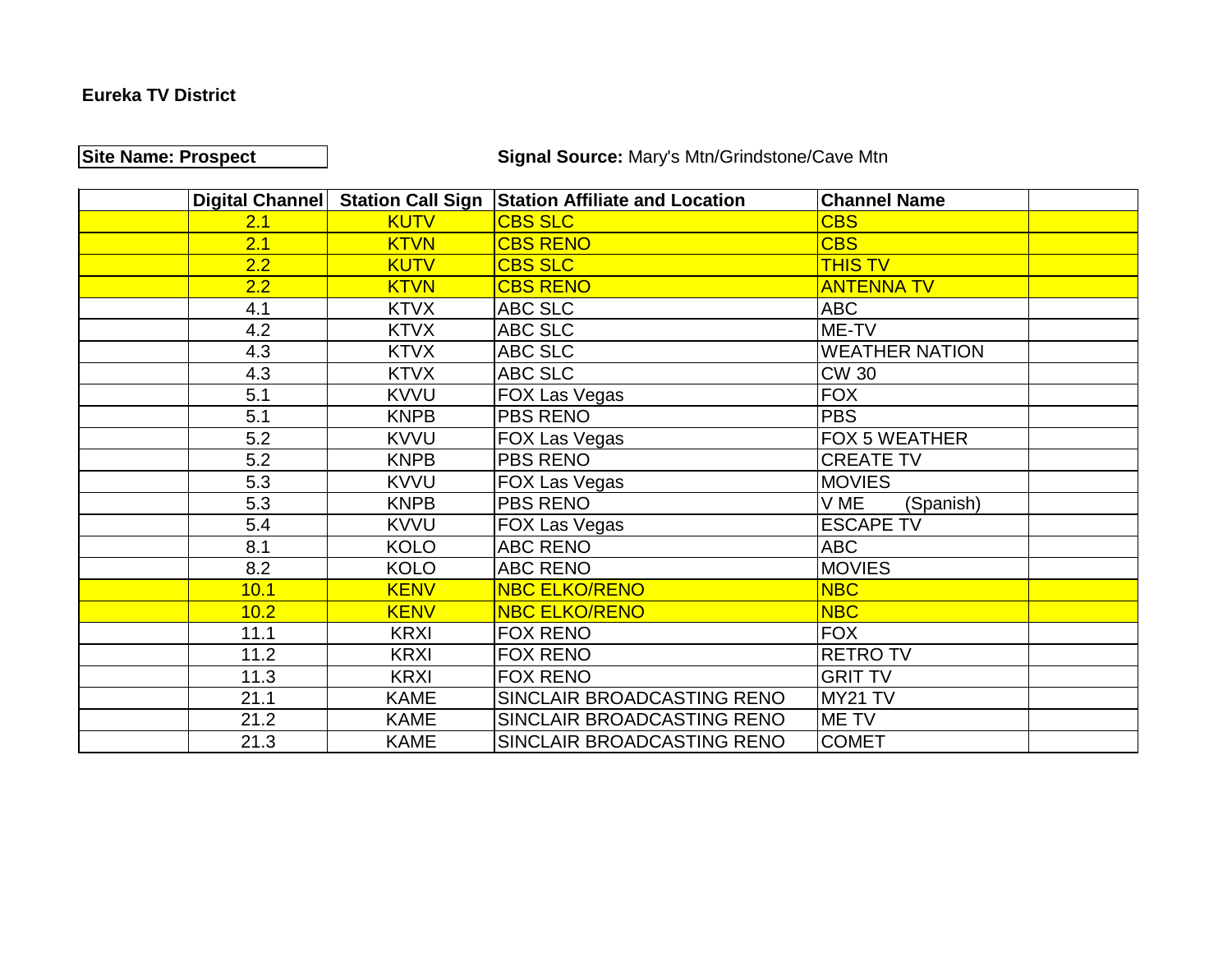**Eureka TV District**

**Site Name: Prospect**

**Signal Source:** Mary's Mtn/Grindstone/Cave Mtn

| | Digital Channel | Station Call Sign | Station Affiliate and Location | Channel Name | |
|---|---|---|---|---|---|
| | 2.1 | KUTV | CBS SLC | CBS | |
| | 2.1 | KTVN | CBS RENO | CBS | |
| | 2.2 | KUTV | CBS SLC | THIS TV | |
| | 2.2 | KTVN | CBS RENO | ANTENNA TV | |
| | 4.1 | KTVX | ABC SLC | ABC | |
| | 4.2 | KTVX | ABC SLC | ME-TV | |
| | 4.3 | KTVX | ABC SLC | WEATHER NATION | |
| | 4.3 | KTVX | ABC SLC | CW 30 | |
| | 5.1 | KVVU | FOX Las Vegas | FOX | |
| | 5.1 | KNPB | PBS RENO | PBS | |
| | 5.2 | KVVU | FOX Las Vegas | FOX 5 WEATHER | |
| | 5.2 | KNPB | PBS RENO | CREATE TV | |
| | 5.3 | KVVU | FOX Las Vegas | MOVIES | |
| | 5.3 | KNPB | PBS RENO | V ME (Spanish) | |
| | 5.4 | KVVU | FOX Las Vegas | ESCAPE TV | |
| | 8.1 | KOLO | ABC RENO | ABC | |
| | 8.2 | KOLO | ABC RENO | MOVIES | |
| | 10.1 | KENV | NBC ELKO/RENO | NBC | |
| | 10.2 | KENV | NBC ELKO/RENO | NBC | |
| | 11.1 | KRXI | FOX RENO | FOX | |
| | 11.2 | KRXI | FOX RENO | RETRO TV | |
| | 11.3 | KRXI | FOX RENO | GRIT TV | |
| | 21.1 | KAME | SINCLAIR BROADCASTING RENO | MY21 TV | |
| | 21.2 | KAME | SINCLAIR BROADCASTING RENO | ME TV | |
| | 21.3 | KAME | SINCLAIR BROADCASTING RENO | COMET | |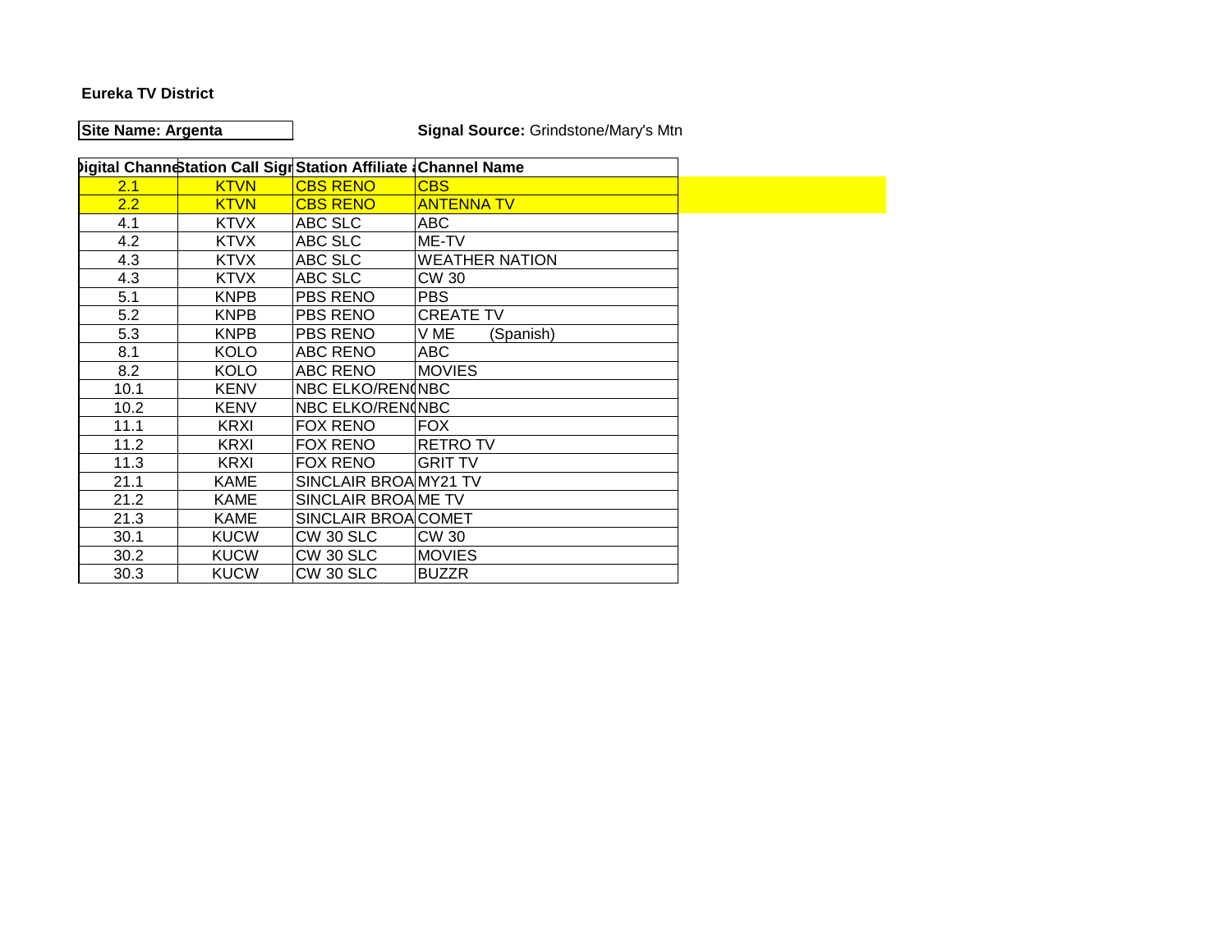**Eureka TV District**

**Site Name: Argenta**

**Signal Source:** Grindstone/Mary's Mtn

| Digital Channe | Station Call Sigr | Station Affiliate | Channel Name |
|---|---|---|---|
| 2.1 | KTVN | CBS RENO | CBS |
| 2.2 | KTVN | CBS RENO | ANTENNA TV |
| 4.1 | KTVX | ABC SLC | ABC |
| 4.2 | KTVX | ABC SLC | ME-TV |
| 4.3 | KTVX | ABC SLC | WEATHER NATION |
| 4.3 | KTVX | ABC SLC | CW 30 |
| 5.1 | KNPB | PBS RENO | PBS |
| 5.2 | KNPB | PBS RENO | CREATE TV |
| 5.3 | KNPB | PBS RENO | V ME (Spanish) |
| 8.1 | KOLO | ABC RENO | ABC |
| 8.2 | KOLO | ABC RENO | MOVIES |
| 10.1 | KENV | NBC ELKO/RENO | NBC |
| 10.2 | KENV | NBC ELKO/RENO | NBC |
| 11.1 | KRXI | FOX RENO | FOX |
| 11.2 | KRXI | FOX RENO | RETRO TV |
| 11.3 | KRXI | FOX RENO | GRIT TV |
| 21.1 | KAME | SINCLAIR BROA | MY21 TV |
| 21.2 | KAME | SINCLAIR BROA | ME TV |
| 21.3 | KAME | SINCLAIR BROA | COMET |
| 30.1 | KUCW | CW 30 SLC | CW 30 |
| 30.2 | KUCW | CW 30 SLC | MOVIES |
| 30.3 | KUCW | CW 30 SLC | BUZZR |